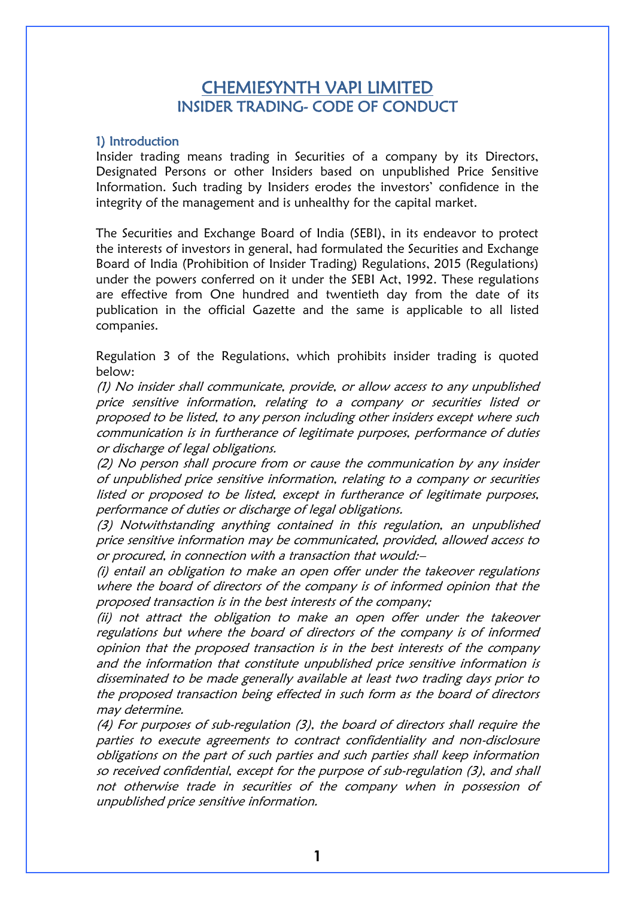# CHEMIESYNTH VAPI LIMITED
## INSIDER TRADING- CODE OF CONDUCT

### 1) Introduction

Insider trading means trading in Securities of a company by its Directors, Designated Persons or other Insiders based on unpublished Price Sensitive Information. Such trading by Insiders erodes the investors' confidence in the integrity of the management and is unhealthy for the capital market.

The Securities and Exchange Board of India (SEBI), in its endeavor to protect the interests of investors in general, had formulated the Securities and Exchange Board of India (Prohibition of Insider Trading) Regulations, 2015 (Regulations) under the powers conferred on it under the SEBI Act, 1992. These regulations are effective from One hundred and twentieth day from the date of its publication in the official Gazette and the same is applicable to all listed companies.

Regulation 3 of the Regulations, which prohibits insider trading is quoted below:

*(1) No insider shall communicate, provide, or allow access to any unpublished price sensitive information, relating to a company or securities listed or proposed to be listed, to any person including other insiders except where such communication is in furtherance of legitimate purposes, performance of duties or discharge of legal obligations.*

*(2) No person shall procure from or cause the communication by any insider of unpublished price sensitive information, relating to a company or securities listed or proposed to be listed, except in furtherance of legitimate purposes, performance of duties or discharge of legal obligations.*

*(3) Notwithstanding anything contained in this regulation, an unpublished price sensitive information may be communicated, provided, allowed access to or procured, in connection with a transaction that would:–*

*(i) entail an obligation to make an open offer under the takeover regulations where the board of directors of the company is of informed opinion that the proposed transaction is in the best interests of the company;*

*(ii) not attract the obligation to make an open offer under the takeover regulations but where the board of directors of the company is of informed opinion that the proposed transaction is in the best interests of the company and the information that constitute unpublished price sensitive information is disseminated to be made generally available at least two trading days prior to the proposed transaction being effected in such form as the board of directors may determine.*

*(4) For purposes of sub-regulation (3), the board of directors shall require the parties to execute agreements to contract confidentiality and non-disclosure obligations on the part of such parties and such parties shall keep information so received confidential, except for the purpose of sub-regulation (3), and shall not otherwise trade in securities of the company when in possession of unpublished price sensitive information.*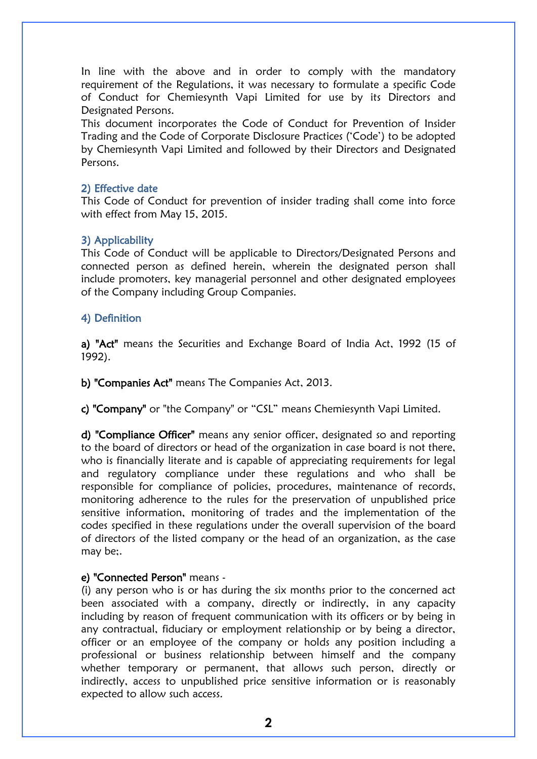In line with the above and in order to comply with the mandatory requirement of the Regulations, it was necessary to formulate a specific Code of Conduct for Chemiesynth Vapi Limited for use by its Directors and Designated Persons.
This document incorporates the Code of Conduct for Prevention of Insider Trading and the Code of Corporate Disclosure Practices ('Code') to be adopted by Chemiesynth Vapi Limited and followed by their Directors and Designated Persons.

## 2) Effective date

This Code of Conduct for prevention of insider trading shall come into force with effect from May 15, 2015.

## 3) Applicability

This Code of Conduct will be applicable to Directors/Designated Persons and connected person as defined herein, wherein the designated person shall include promoters, key managerial personnel and other designated employees of the Company including Group Companies.

## 4) Definition

**a) "Act"** means the Securities and Exchange Board of India Act, 1992 (15 of 1992).

**b) "Companies Act"** means The Companies Act, 2013.

**c) "Company"** or "the Company" or "CSL" means Chemiesynth Vapi Limited.

**d) "Compliance Officer"** means any senior officer, designated so and reporting to the board of directors or head of the organization in case board is not there, who is financially literate and is capable of appreciating requirements for legal and regulatory compliance under these regulations and who shall be responsible for compliance of policies, procedures, maintenance of records, monitoring adherence to the rules for the preservation of unpublished price sensitive information, monitoring of trades and the implementation of the codes specified in these regulations under the overall supervision of the board of directors of the listed company or the head of an organization, as the case may be;.

**e) "Connected Person"** means -
(i) any person who is or has during the six months prior to the concerned act been associated with a company, directly or indirectly, in any capacity including by reason of frequent communication with its officers or by being in any contractual, fiduciary or employment relationship or by being a director, officer or an employee of the company or holds any position including a professional or business relationship between himself and the company whether temporary or permanent, that allows such person, directly or indirectly, access to unpublished price sensitive information or is reasonably expected to allow such access.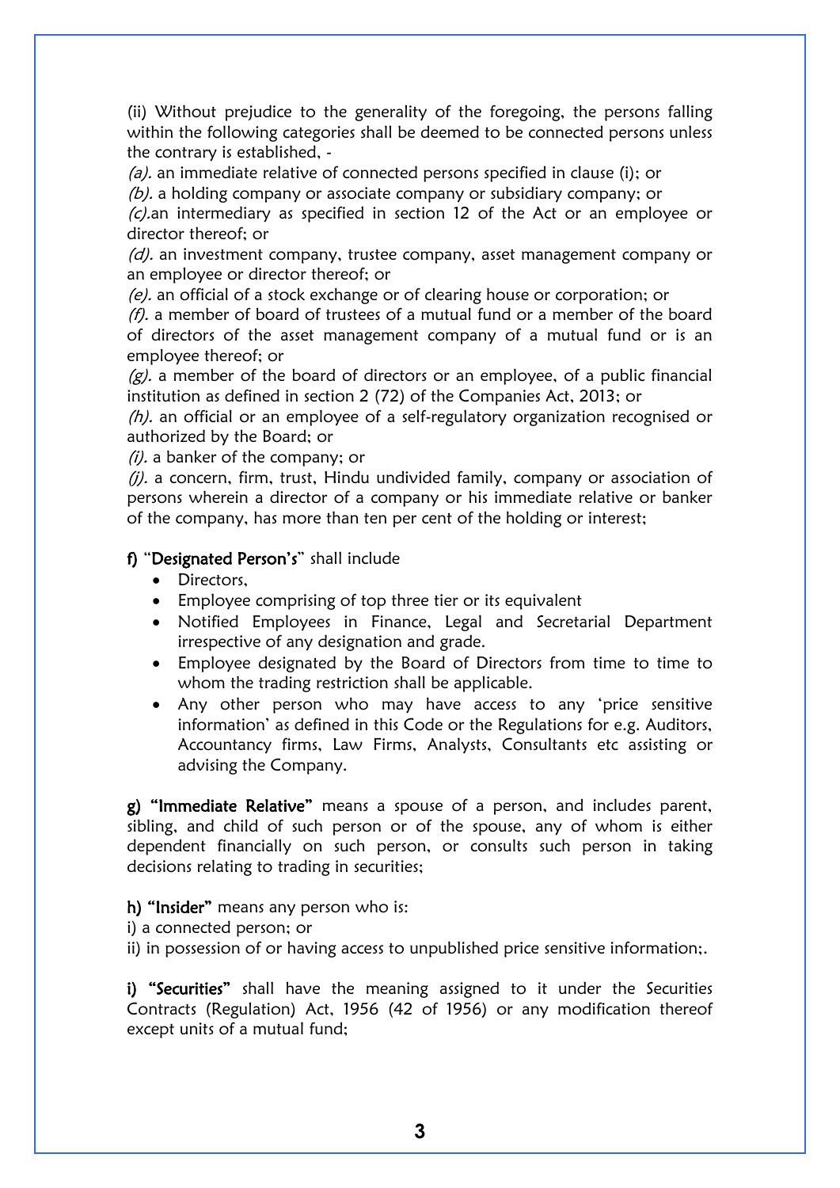(ii) Without prejudice to the generality of the foregoing, the persons falling within the following categories shall be deemed to be connected persons unless the contrary is established, -

*(a).* an immediate relative of connected persons specified in clause (i); or

*(b).* a holding company or associate company or subsidiary company; or

*(c).*an intermediary as specified in section 12 of the Act or an employee or director thereof; or

*(d).* an investment company, trustee company, asset management company or an employee or director thereof; or

*(e).* an official of a stock exchange or of clearing house or corporation; or

*(f).* a member of board of trustees of a mutual fund or a member of the board of directors of the asset management company of a mutual fund or is an employee thereof; or

*(g).* a member of the board of directors or an employee, of a public financial institution as defined in section 2 (72) of the Companies Act, 2013; or

*(h).* an official or an employee of a self-regulatory organization recognised or authorized by the Board; or

*(i).* a banker of the company; or

*(j).* a concern, firm, trust, Hindu undivided family, company or association of persons wherein a director of a company or his immediate relative or banker of the company, has more than ten per cent of the holding or interest;

**f)** "**Designated Person's**" shall include

- Directors,
- Employee comprising of top three tier or its equivalent
- Notified Employees in Finance, Legal and Secretarial Department irrespective of any designation and grade.
- Employee designated by the Board of Directors from time to time to whom the trading restriction shall be applicable.
- Any other person who may have access to any 'price sensitive information' as defined in this Code or the Regulations for e.g. Auditors, Accountancy firms, Law Firms, Analysts, Consultants etc assisting or advising the Company.

**g) "Immediate Relative"** means a spouse of a person, and includes parent, sibling, and child of such person or of the spouse, any of whom is either dependent financially on such person, or consults such person in taking decisions relating to trading in securities;

**h) "Insider"** means any person who is:

i) a connected person; or

ii) in possession of or having access to unpublished price sensitive information;.

**i) "Securities"** shall have the meaning assigned to it under the Securities Contracts (Regulation) Act, 1956 (42 of 1956) or any modification thereof except units of a mutual fund;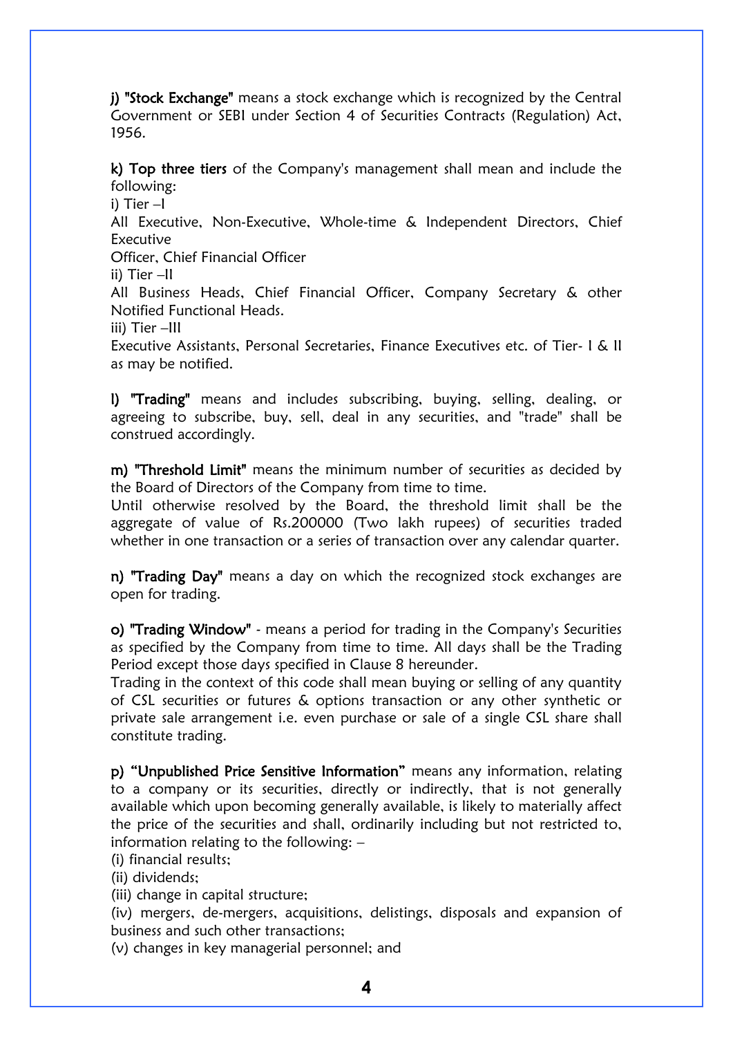**j) "Stock Exchange"** means a stock exchange which is recognized by the Central Government or SEBI under Section 4 of Securities Contracts (Regulation) Act, 1956.

**k) Top three tiers** of the Company's management shall mean and include the following:

i) Tier –I

All Executive, Non-Executive, Whole-time & Independent Directors, Chief Executive
Officer, Chief Financial Officer

ii) Tier –II

All Business Heads, Chief Financial Officer, Company Secretary & other Notified Functional Heads.

iii) Tier –III

Executive Assistants, Personal Secretaries, Finance Executives etc. of Tier- I & II as may be notified.

**l) "Trading"** means and includes subscribing, buying, selling, dealing, or agreeing to subscribe, buy, sell, deal in any securities, and "trade" shall be construed accordingly.

**m) "Threshold Limit"** means the minimum number of securities as decided by the Board of Directors of the Company from time to time.
Until otherwise resolved by the Board, the threshold limit shall be the aggregate of value of Rs.200000 (Two lakh rupees) of securities traded whether in one transaction or a series of transaction over any calendar quarter.

**n) "Trading Day"** means a day on which the recognized stock exchanges are open for trading.

**o) "Trading Window"** - means a period for trading in the Company's Securities as specified by the Company from time to time. All days shall be the Trading Period except those days specified in Clause 8 hereunder.
Trading in the context of this code shall mean buying or selling of any quantity of CSL securities or futures & options transaction or any other synthetic or private sale arrangement i.e. even purchase or sale of a single CSL share shall constitute trading.

**p) "Unpublished Price Sensitive Information"** means any information, relating to a company or its securities, directly or indirectly, that is not generally available which upon becoming generally available, is likely to materially affect the price of the securities and shall, ordinarily including but not restricted to, information relating to the following: –

(i) financial results;

(ii) dividends;

(iii) change in capital structure;

(iv) mergers, de-mergers, acquisitions, delistings, disposals and expansion of business and such other transactions;

(v) changes in key managerial personnel; and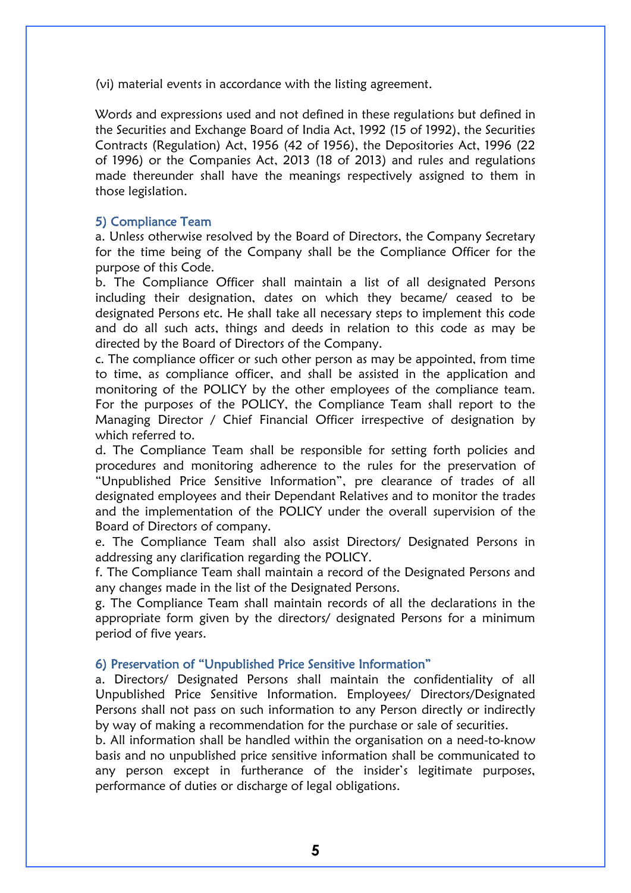(vi) material events in accordance with the listing agreement.

Words and expressions used and not defined in these regulations but defined in the Securities and Exchange Board of India Act, 1992 (15 of 1992), the Securities Contracts (Regulation) Act, 1956 (42 of 1956), the Depositories Act, 1996 (22 of 1996) or the Companies Act, 2013 (18 of 2013) and rules and regulations made thereunder shall have the meanings respectively assigned to them in those legislation.

## 5) Compliance Team

a. Unless otherwise resolved by the Board of Directors, the Company Secretary for the time being of the Company shall be the Compliance Officer for the purpose of this Code.

b. The Compliance Officer shall maintain a list of all designated Persons including their designation, dates on which they became/ ceased to be designated Persons etc. He shall take all necessary steps to implement this code and do all such acts, things and deeds in relation to this code as may be directed by the Board of Directors of the Company.

c. The compliance officer or such other person as may be appointed, from time to time, as compliance officer, and shall be assisted in the application and monitoring of the POLICY by the other employees of the compliance team. For the purposes of the POLICY, the Compliance Team shall report to the Managing Director / Chief Financial Officer irrespective of designation by which referred to.

d. The Compliance Team shall be responsible for setting forth policies and procedures and monitoring adherence to the rules for the preservation of "Unpublished Price Sensitive Information", pre clearance of trades of all designated employees and their Dependant Relatives and to monitor the trades and the implementation of the POLICY under the overall supervision of the Board of Directors of company.

e. The Compliance Team shall also assist Directors/ Designated Persons in addressing any clarification regarding the POLICY.

f. The Compliance Team shall maintain a record of the Designated Persons and any changes made in the list of the Designated Persons.

g. The Compliance Team shall maintain records of all the declarations in the appropriate form given by the directors/ designated Persons for a minimum period of five years.

## 6) Preservation of "Unpublished Price Sensitive Information"

a. Directors/ Designated Persons shall maintain the confidentiality of all Unpublished Price Sensitive Information. Employees/ Directors/Designated Persons shall not pass on such information to any Person directly or indirectly by way of making a recommendation for the purchase or sale of securities.

b. All information shall be handled within the organisation on a need-to-know basis and no unpublished price sensitive information shall be communicated to any person except in furtherance of the insider's legitimate purposes, performance of duties or discharge of legal obligations.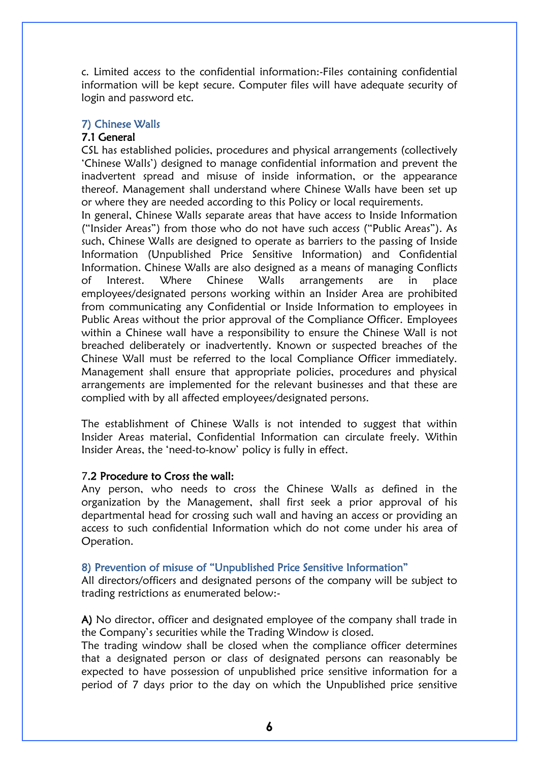c. Limited access to the confidential information:-Files containing confidential information will be kept secure. Computer files will have adequate security of login and password etc.

## 7) Chinese Walls

### 7.1 General

CSL has established policies, procedures and physical arrangements (collectively 'Chinese Walls') designed to manage confidential information and prevent the inadvertent spread and misuse of inside information, or the appearance thereof. Management shall understand where Chinese Walls have been set up or where they are needed according to this Policy or local requirements.

In general, Chinese Walls separate areas that have access to Inside Information ("Insider Areas") from those who do not have such access ("Public Areas"). As such, Chinese Walls are designed to operate as barriers to the passing of Inside Information (Unpublished Price Sensitive Information) and Confidential Information. Chinese Walls are also designed as a means of managing Conflicts of Interest. Where Chinese Walls arrangements are in place employees/designated persons working within an Insider Area are prohibited from communicating any Confidential or Inside Information to employees in Public Areas without the prior approval of the Compliance Officer. Employees within a Chinese wall have a responsibility to ensure the Chinese Wall is not breached deliberately or inadvertently. Known or suspected breaches of the Chinese Wall must be referred to the local Compliance Officer immediately. Management shall ensure that appropriate policies, procedures and physical arrangements are implemented for the relevant businesses and that these are complied with by all affected employees/designated persons.

The establishment of Chinese Walls is not intended to suggest that within Insider Areas material, Confidential Information can circulate freely. Within Insider Areas, the 'need-to-know' policy is fully in effect.

### 7.2 Procedure to Cross the wall:

Any person, who needs to cross the Chinese Walls as defined in the organization by the Management, shall first seek a prior approval of his departmental head for crossing such wall and having an access or providing an access to such confidential Information which do not come under his area of Operation.

## 8) Prevention of misuse of "Unpublished Price Sensitive Information"

All directors/officers and designated persons of the company will be subject to trading restrictions as enumerated below:-

**A)** No director, officer and designated employee of the company shall trade in the Company's securities while the Trading Window is closed.

The trading window shall be closed when the compliance officer determines that a designated person or class of designated persons can reasonably be expected to have possession of unpublished price sensitive information for a period of 7 days prior to the day on which the Unpublished price sensitive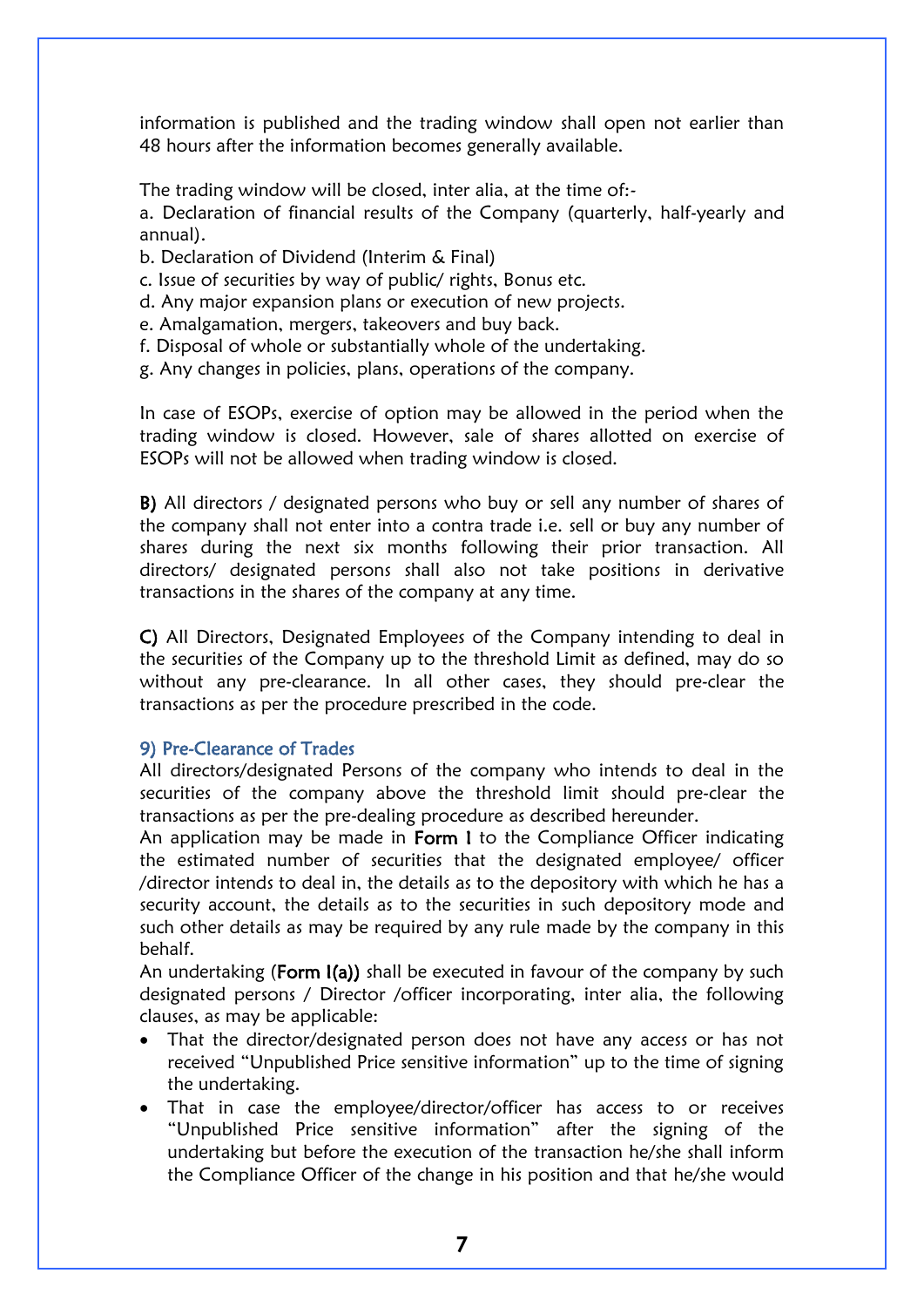information is published and the trading window shall open not earlier than 48 hours after the information becomes generally available.

The trading window will be closed, inter alia, at the time of:-

a. Declaration of financial results of the Company (quarterly, half-yearly and annual).

b. Declaration of Dividend (Interim & Final)

c. Issue of securities by way of public/ rights, Bonus etc.

d. Any major expansion plans or execution of new projects.

e. Amalgamation, mergers, takeovers and buy back.

f. Disposal of whole or substantially whole of the undertaking.

g. Any changes in policies, plans, operations of the company.

In case of ESOPs, exercise of option may be allowed in the period when the trading window is closed. However, sale of shares allotted on exercise of ESOPs will not be allowed when trading window is closed.

**B)** All directors / designated persons who buy or sell any number of shares of the company shall not enter into a contra trade i.e. sell or buy any number of shares during the next six months following their prior transaction. All directors/ designated persons shall also not take positions in derivative transactions in the shares of the company at any time.

**C)** All Directors, Designated Employees of the Company intending to deal in the securities of the Company up to the threshold Limit as defined, may do so without any pre-clearance. In all other cases, they should pre-clear the transactions as per the procedure prescribed in the code.

### 9) Pre-Clearance of Trades

All directors/designated Persons of the company who intends to deal in the securities of the company above the threshold limit should pre-clear the transactions as per the pre-dealing procedure as described hereunder.

An application may be made in **Form I** to the Compliance Officer indicating the estimated number of securities that the designated employee/ officer /director intends to deal in, the details as to the depository with which he has a security account, the details as to the securities in such depository mode and such other details as may be required by any rule made by the company in this behalf.

An undertaking (**Form I(a)**) shall be executed in favour of the company by such designated persons / Director /officer incorporating, inter alia, the following clauses, as may be applicable:

- That the director/designated person does not have any access or has not received "Unpublished Price sensitive information" up to the time of signing the undertaking.
- That in case the employee/director/officer has access to or receives "Unpublished Price sensitive information" after the signing of the undertaking but before the execution of the transaction he/she shall inform the Compliance Officer of the change in his position and that he/she would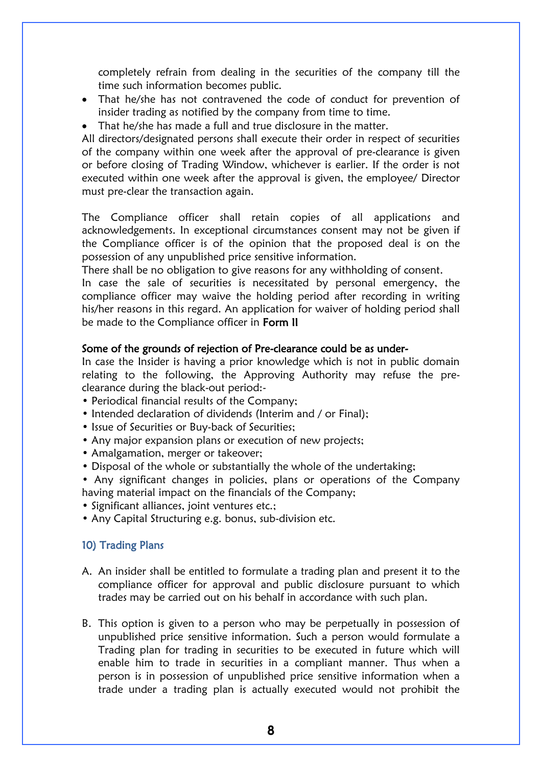completely refrain from dealing in the securities of the company till the time such information becomes public.

- That he/she has not contravened the code of conduct for prevention of insider trading as notified by the company from time to time.
- That he/she has made a full and true disclosure in the matter.

All directors/designated persons shall execute their order in respect of securities of the company within one week after the approval of pre-clearance is given or before closing of Trading Window, whichever is earlier. If the order is not executed within one week after the approval is given, the employee/ Director must pre-clear the transaction again.

The Compliance officer shall retain copies of all applications and acknowledgements. In exceptional circumstances consent may not be given if the Compliance officer is of the opinion that the proposed deal is on the possession of any unpublished price sensitive information.

There shall be no obligation to give reasons for any withholding of consent.

In case the sale of securities is necessitated by personal emergency, the compliance officer may waive the holding period after recording in writing his/her reasons in this regard. An application for waiver of holding period shall be made to the Compliance officer in **Form II**

**Some of the grounds of rejection of Pre-clearance could be as under-**

In case the Insider is having a prior knowledge which is not in public domain relating to the following, the Approving Authority may refuse the pre-clearance during the black-out period:-

- Periodical financial results of the Company;
- Intended declaration of dividends (Interim and / or Final);
- Issue of Securities or Buy-back of Securities;
- Any major expansion plans or execution of new projects;
- Amalgamation, merger or takeover;
- Disposal of the whole or substantially the whole of the undertaking;
- Any significant changes in policies, plans or operations of the Company having material impact on the financials of the Company;
- Significant alliances, joint ventures etc.;
- Any Capital Structuring e.g. bonus, sub-division etc.

## 10) Trading Plans

A. An insider shall be entitled to formulate a trading plan and present it to the compliance officer for approval and public disclosure pursuant to which trades may be carried out on his behalf in accordance with such plan.

B. This option is given to a person who may be perpetually in possession of unpublished price sensitive information. Such a person would formulate a Trading plan for trading in securities to be executed in future which will enable him to trade in securities in a compliant manner. Thus when a person is in possession of unpublished price sensitive information when a trade under a trading plan is actually executed would not prohibit the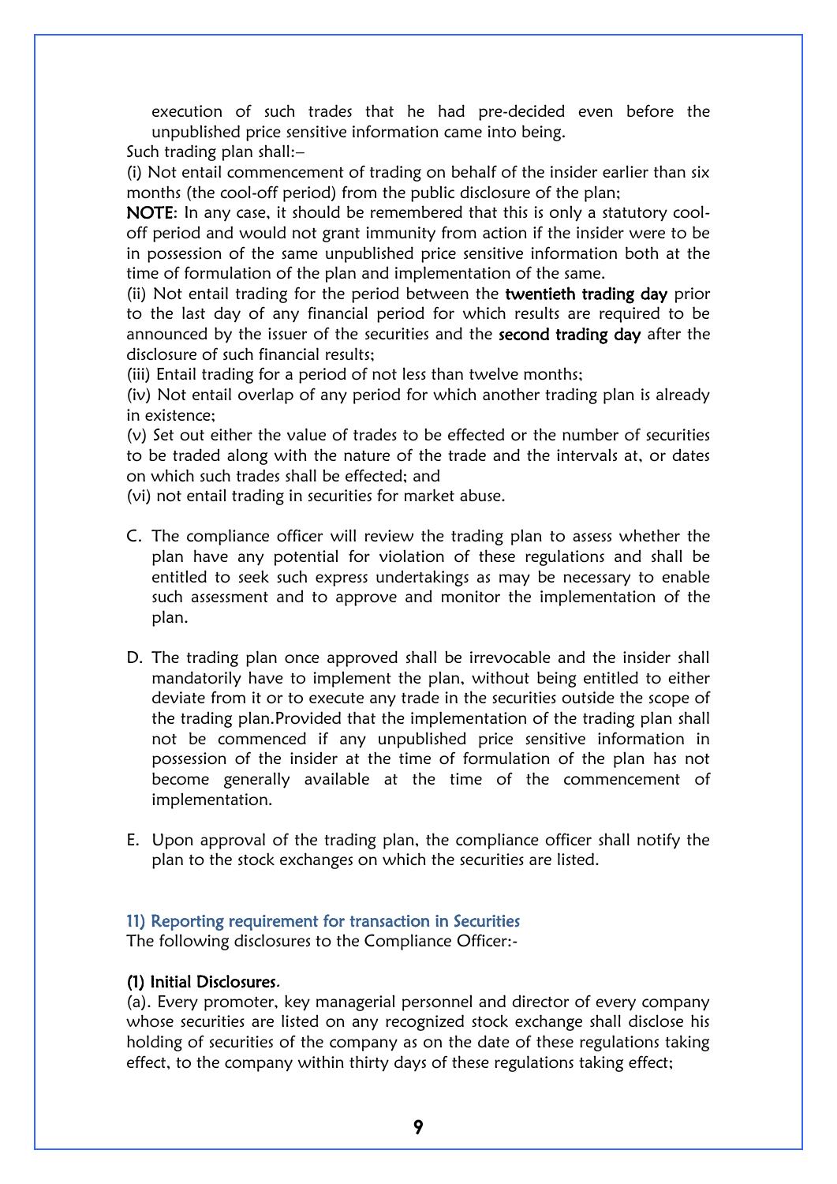execution of such trades that he had pre-decided even before the unpublished price sensitive information came into being.

Such trading plan shall:–

(i) Not entail commencement of trading on behalf of the insider earlier than six months (the cool-off period) from the public disclosure of the plan;

**NOTE**: In any case, it should be remembered that this is only a statutory cool-off period and would not grant immunity from action if the insider were to be in possession of the same unpublished price sensitive information both at the time of formulation of the plan and implementation of the same.

(ii) Not entail trading for the period between the **twentieth trading day** prior to the last day of any financial period for which results are required to be announced by the issuer of the securities and the **second trading day** after the disclosure of such financial results;

(iii) Entail trading for a period of not less than twelve months;

(iv) Not entail overlap of any period for which another trading plan is already in existence;

(v) Set out either the value of trades to be effected or the number of securities to be traded along with the nature of the trade and the intervals at, or dates on which such trades shall be effected; and

(vi) not entail trading in securities for market abuse.

C. The compliance officer will review the trading plan to assess whether the plan have any potential for violation of these regulations and shall be entitled to seek such express undertakings as may be necessary to enable such assessment and to approve and monitor the implementation of the plan.

D. The trading plan once approved shall be irrevocable and the insider shall mandatorily have to implement the plan, without being entitled to either deviate from it or to execute any trade in the securities outside the scope of the trading plan.Provided that the implementation of the trading plan shall not be commenced if any unpublished price sensitive information in possession of the insider at the time of formulation of the plan has not become generally available at the time of the commencement of implementation.

E. Upon approval of the trading plan, the compliance officer shall notify the plan to the stock exchanges on which the securities are listed.

### 11) Reporting requirement for transaction in Securities

The following disclosures to the Compliance Officer:-

**(1) Initial Disclosures.**

(a). Every promoter, key managerial personnel and director of every company whose securities are listed on any recognized stock exchange shall disclose his holding of securities of the company as on the date of these regulations taking effect, to the company within thirty days of these regulations taking effect;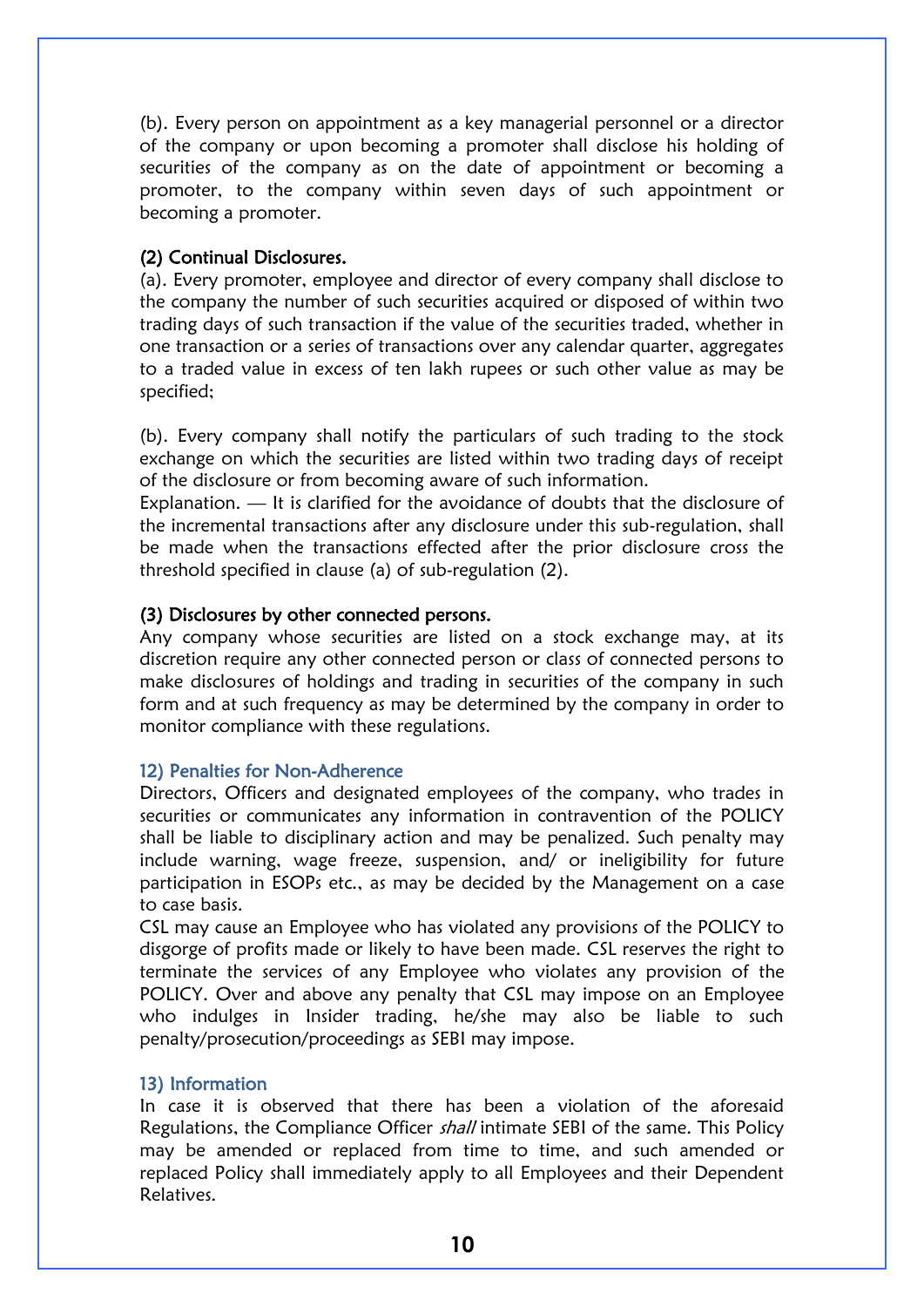(b). Every person on appointment as a key managerial personnel or a director of the company or upon becoming a promoter shall disclose his holding of securities of the company as on the date of appointment or becoming a promoter, to the company within seven days of such appointment or becoming a promoter.

**(2) Continual Disclosures.**

(a). Every promoter, employee and director of every company shall disclose to the company the number of such securities acquired or disposed of within two trading days of such transaction if the value of the securities traded, whether in one transaction or a series of transactions over any calendar quarter, aggregates to a traded value in excess of ten lakh rupees or such other value as may be specified;

(b). Every company shall notify the particulars of such trading to the stock exchange on which the securities are listed within two trading days of receipt of the disclosure or from becoming aware of such information.

Explanation. — It is clarified for the avoidance of doubts that the disclosure of the incremental transactions after any disclosure under this sub-regulation, shall be made when the transactions effected after the prior disclosure cross the threshold specified in clause (a) of sub-regulation (2).

**(3) Disclosures by other connected persons.**

Any company whose securities are listed on a stock exchange may, at its discretion require any other connected person or class of connected persons to make disclosures of holdings and trading in securities of the company in such form and at such frequency as may be determined by the company in order to monitor compliance with these regulations.

## 12) Penalties for Non-Adherence

Directors, Officers and designated employees of the company, who trades in securities or communicates any information in contravention of the POLICY shall be liable to disciplinary action and may be penalized. Such penalty may include warning, wage freeze, suspension, and/ or ineligibility for future participation in ESOPs etc., as may be decided by the Management on a case to case basis.

CSL may cause an Employee who has violated any provisions of the POLICY to disgorge of profits made or likely to have been made. CSL reserves the right to terminate the services of any Employee who violates any provision of the POLICY. Over and above any penalty that CSL may impose on an Employee who indulges in Insider trading, he/she may also be liable to such penalty/prosecution/proceedings as SEBI may impose.

## 13) Information

In case it is observed that there has been a violation of the aforesaid Regulations, the Compliance Officer *shall* intimate SEBI of the same. This Policy may be amended or replaced from time to time, and such amended or replaced Policy shall immediately apply to all Employees and their Dependent Relatives.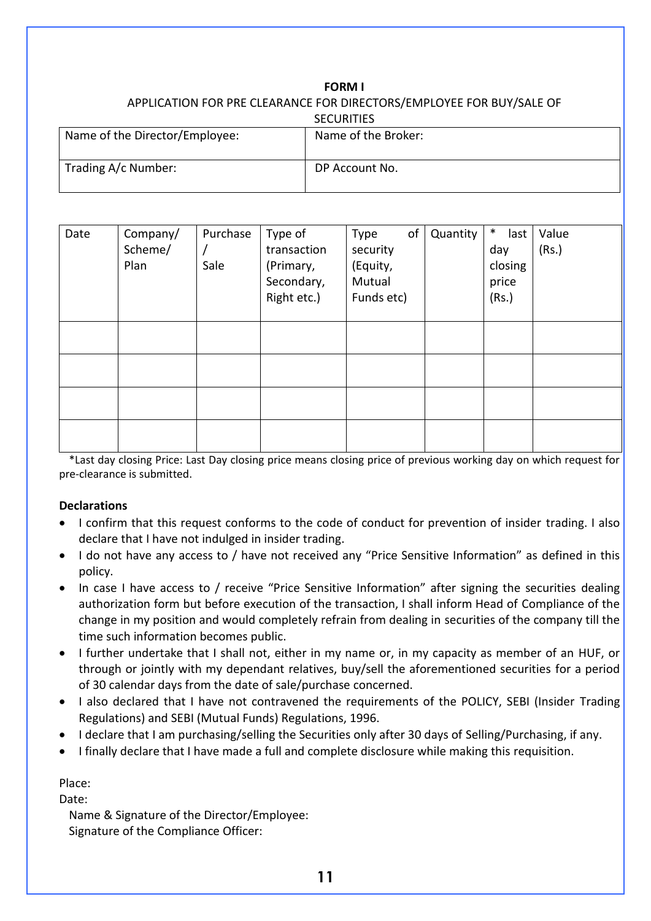**FORM I**

APPLICATION FOR PRE CLEARANCE FOR DIRECTORS/EMPLOYEE FOR BUY/SALE OF SECURITIES

| Name of the Director/Employee: | Name of the Broker: |
|---|---|
| Trading A/c Number: | DP Account No. |

| Date | Company/ Scheme/ Plan | Purchase / Sale | Type of transaction (Primary, Secondary, Right etc.) | Type of security (Equity, Mutual Funds etc) | Quantity | * last day closing price (Rs.) | Value (Rs.) |
|---|---|---|---|---|---|---|---|
| | | | | | | | |
| | | | | | | | |
| | | | | | | | |
| | | | | | | | |

*Last day closing Price: Last Day closing price means closing price of previous working day on which request for pre-clearance is submitted.

**Declarations**

- I confirm that this request conforms to the code of conduct for prevention of insider trading. I also declare that I have not indulged in insider trading.
- I do not have any access to / have not received any "Price Sensitive Information" as defined in this policy.
- In case I have access to / receive "Price Sensitive Information" after signing the securities dealing authorization form but before execution of the transaction, I shall inform Head of Compliance of the change in my position and would completely refrain from dealing in securities of the company till the time such information becomes public.
- I further undertake that I shall not, either in my name or, in my capacity as member of an HUF, or through or jointly with my dependant relatives, buy/sell the aforementioned securities for a period of 30 calendar days from the date of sale/purchase concerned.
- I also declared that I have not contravened the requirements of the POLICY, SEBI (Insider Trading Regulations) and SEBI (Mutual Funds) Regulations, 1996.
- I declare that I am purchasing/selling the Securities only after 30 days of Selling/Purchasing, if any.
- I finally declare that I have made a full and complete disclosure while making this requisition.

Place:

Date:

Name & Signature of the Director/Employee:

Signature of the Compliance Officer: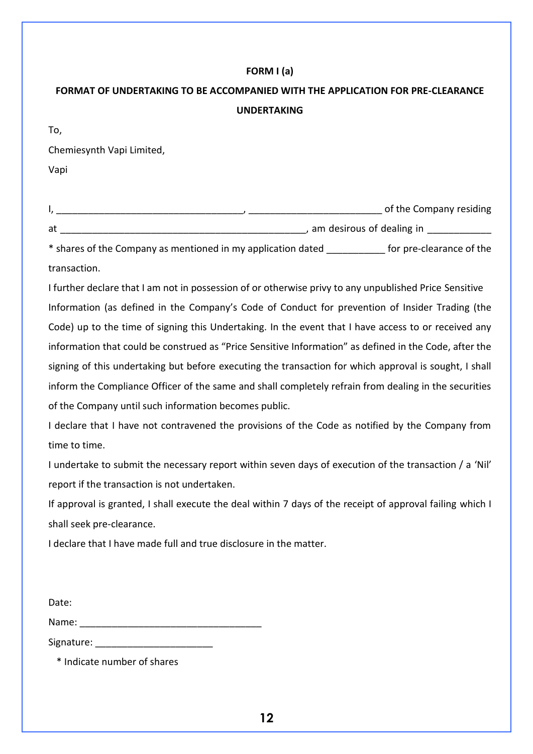**FORM I (a)**

**FORMAT OF UNDERTAKING TO BE ACCOMPANIED WITH THE APPLICATION FOR PRE-CLEARANCE**

**UNDERTAKING**

To,

Chemiesynth Vapi Limited,

Vapi

I, __________________________________, ________________________ of the Company residing at _____________________________________________, am desirous of dealing in ____________ * shares of the Company as mentioned in my application dated ___________ for pre-clearance of the transaction.

I further declare that I am not in possession of or otherwise privy to any unpublished Price Sensitive Information (as defined in the Company's Code of Conduct for prevention of Insider Trading (the Code) up to the time of signing this Undertaking. In the event that I have access to or received any information that could be construed as "Price Sensitive Information" as defined in the Code, after the signing of this undertaking but before executing the transaction for which approval is sought, I shall inform the Compliance Officer of the same and shall completely refrain from dealing in the securities of the Company until such information becomes public.

I declare that I have not contravened the provisions of the Code as notified by the Company from time to time.

I undertake to submit the necessary report within seven days of execution of the transaction / a 'Nil' report if the transaction is not undertaken.

If approval is granted, I shall execute the deal within 7 days of the receipt of approval failing which I shall seek pre-clearance.

I declare that I have made full and true disclosure in the matter.

Date:

Name: _________________________________

Signature: ______________________

\* Indicate number of shares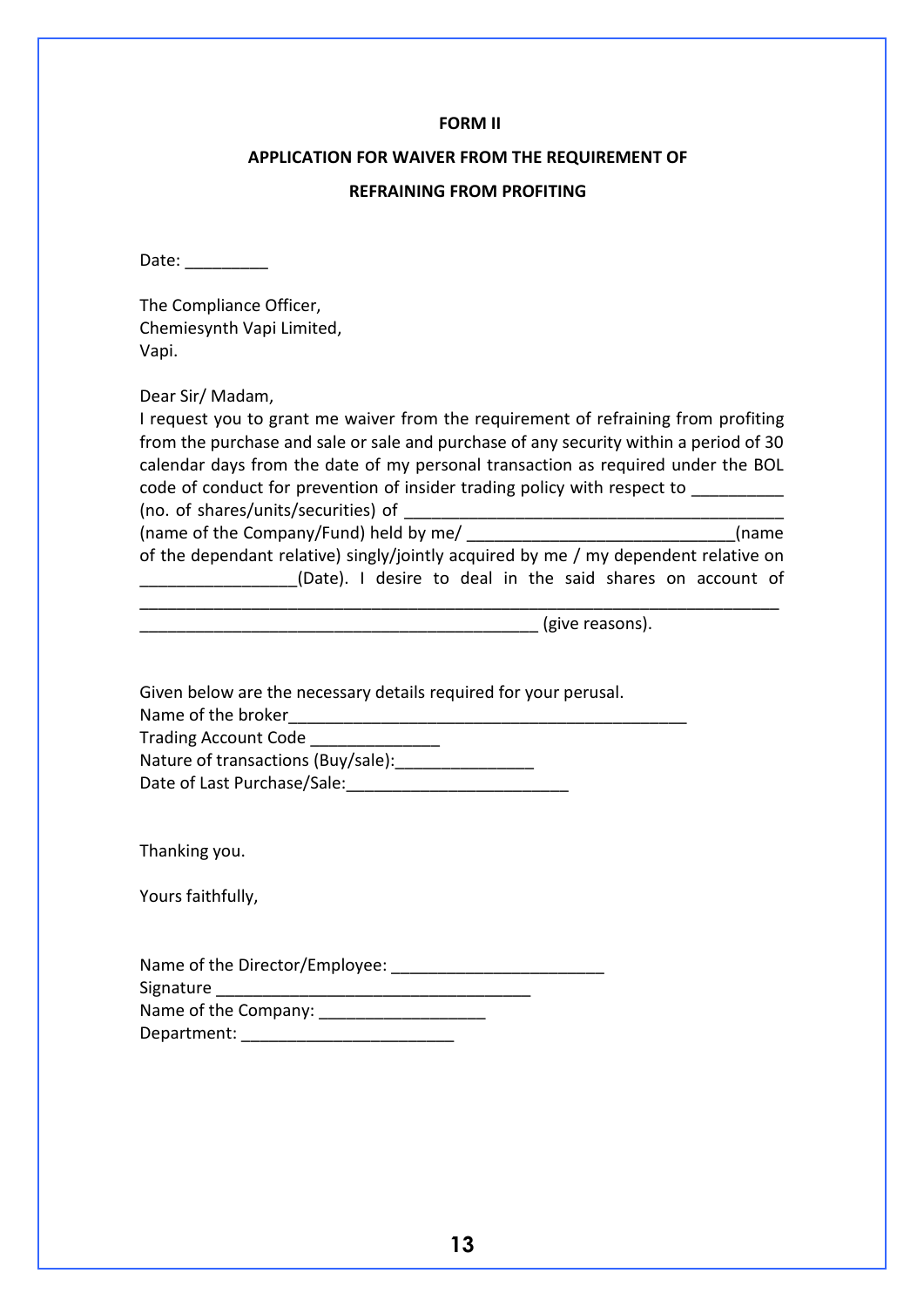**FORM II**

**APPLICATION FOR WAIVER FROM THE REQUIREMENT OF REFRAINING FROM PROFITING**

Date: _________

The Compliance Officer,
Chemiesynth Vapi Limited,
Vapi.

Dear Sir/ Madam,

I request you to grant me waiver from the requirement of refraining from profiting from the purchase and sale or sale and purchase of any security within a period of 30 calendar days from the date of my personal transaction as required under the BOL code of conduct for prevention of insider trading policy with respect to _________ (no. of shares/units/securities) of ________________________________________ (name of the Company/Fund) held by me/ ____________________________(name of the dependant relative) singly/jointly acquired by me / my dependent relative on ________________(Date). I desire to deal in the said shares on account of ____________________________________________________________________ __________________________________________ (give reasons).

Given below are the necessary details required for your perusal.
Name of the broker___________________________________________
Trading Account Code ______________
Nature of transactions (Buy/sale):_______________
Date of Last Purchase/Sale:________________________

Thanking you.

Yours faithfully,

Name of the Director/Employee: ______________________
Signature __________________________________
Name of the Company: __________________
Department: _______________________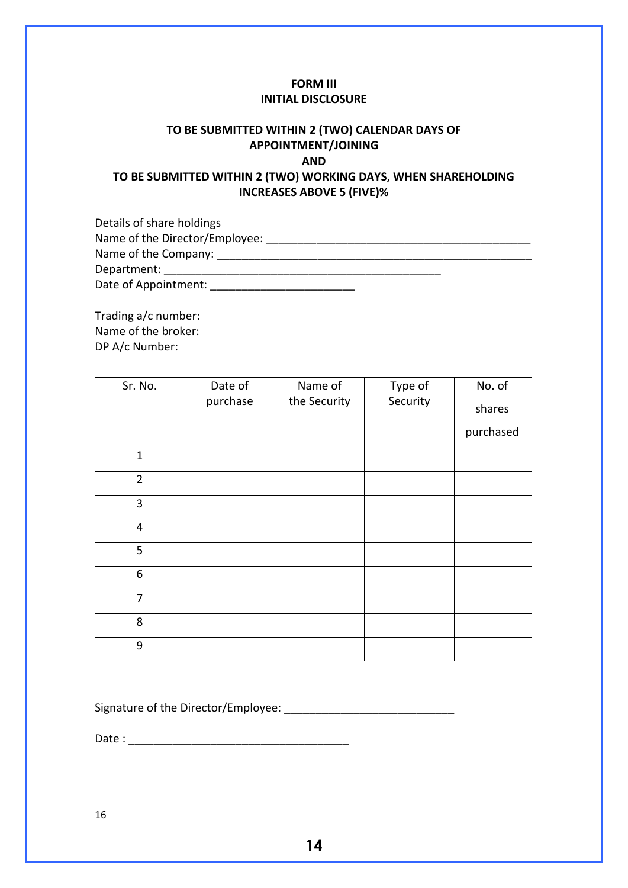**FORM III**
**INITIAL DISCLOSURE**

**TO BE SUBMITTED WITHIN 2 (TWO) CALENDAR DAYS OF APPOINTMENT/JOINING**
**AND**
**TO BE SUBMITTED WITHIN 2 (TWO) WORKING DAYS, WHEN SHAREHOLDING INCREASES ABOVE 5 (FIVE)%**

Details of share holdings
Name of the Director/Employee: ___________________________________________
Name of the Company: ____________________________________________________
Department: _____________________________________________
Date of Appointment: _______________________

Trading a/c number:
Name of the broker:
DP A/c Number:

| Sr. No. | Date of purchase | Name of the Security | Type of Security | No. of shares purchased |
|---|---|---|---|---|
| 1 | | | | |
| 2 | | | | |
| 3 | | | | |
| 4 | | | | |
| 5 | | | | |
| 6 | | | | |
| 7 | | | | |
| 8 | | | | |
| 9 | | | | |

Signature of the Director/Employee: ___________________________

Date : ___________________________________

16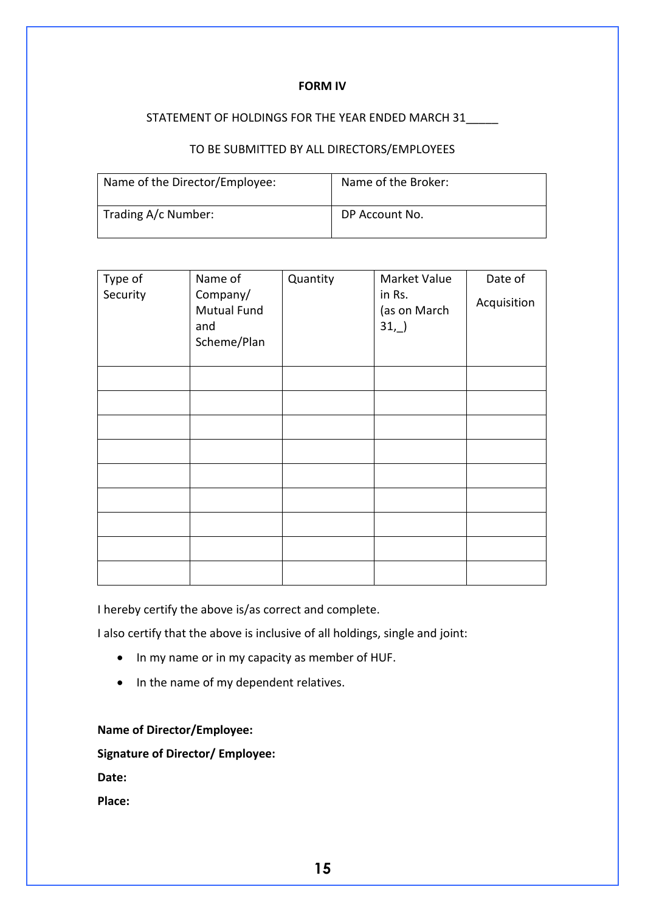**FORM IV**

STATEMENT OF HOLDINGS FOR THE YEAR ENDED MARCH 31_____

TO BE SUBMITTED BY ALL DIRECTORS/EMPLOYEES

| Name of the Director/Employee: | Name of the Broker: |
|---|---|
| Trading A/c Number: | DP Account No. |

| Type of Security | Name of Company/ Mutual Fund and Scheme/Plan | Quantity | Market Value in Rs. (as on March 31,_) | Date of Acquisition |
|---|---|---|---|---|
| | | | | |
| | | | | |
| | | | | |
| | | | | |
| | | | | |
| | | | | |
| | | | | |
| | | | | |
| | | | | |

I hereby certify the above is/as correct and complete.

I also certify that the above is inclusive of all holdings, single and joint:

- In my name or in my capacity as member of HUF.
- In the name of my dependent relatives.

**Name of Director/Employee:**

**Signature of Director/ Employee:**

**Date:**

**Place:**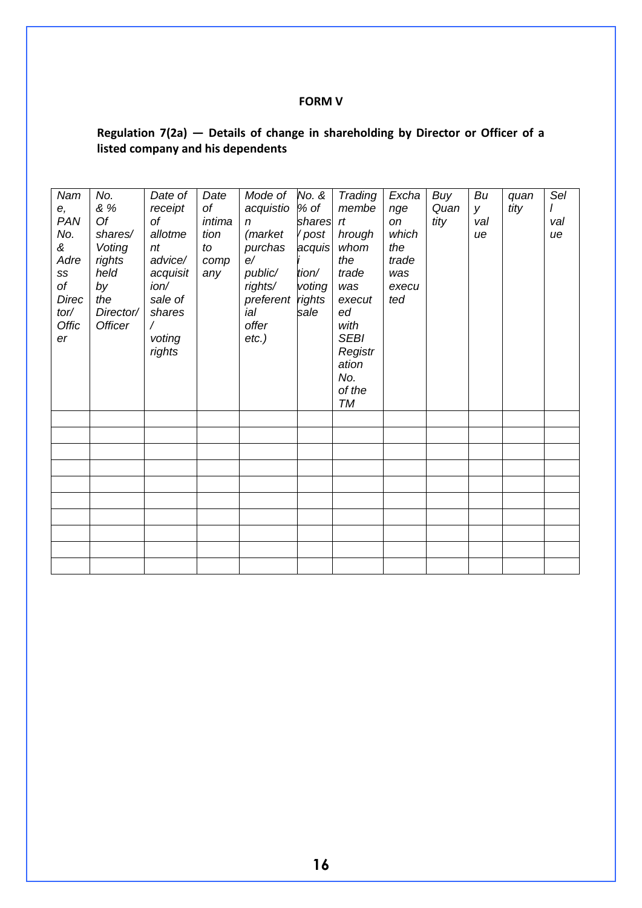**FORM V**

**Regulation 7(2a) — Details of change in shareholding by Director or Officer of a listed company and his dependents**

| *Name, PAN No. & Adress of Director/ Officer* | *No. & % Of shares/ Voting rights held by the Director/ Officer* | *Date of receipt of allotment advice/ acquisition/ sale of shares / voting rights* | *Date of intimation to company* | *Mode of acquistion (market purchase/ public/ rights/ preferential offer etc.)* | *No. & % of shares/ post acquisition/ voting rights sale* | *Trading member through whom the trade was executed with SEBI Registration No. of the TM* | *Exchange on which the trade was executed* | *Buy Quantity* | *Buy value* | *quantity* | *Sell value* |
|---|---|---|---|---|---|---|---|---|---|---|---|
| | | | | | | | | | | | |
| | | | | | | | | | | | |
| | | | | | | | | | | | |
| | | | | | | | | | | | |
| | | | | | | | | | | | |
| | | | | | | | | | | | |
| | | | | | | | | | | | |
| | | | | | | | | | | | |
| | | | | | | | | | | | |
| | | | | | | | | | | | |